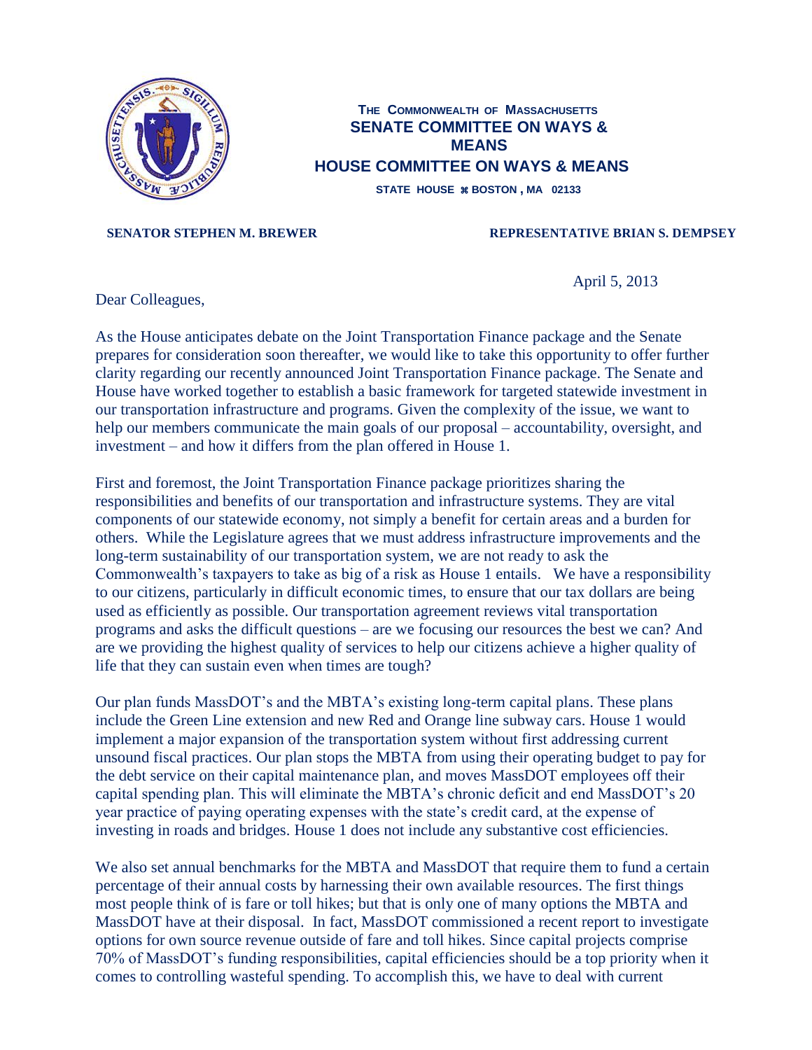**THE COMMONWEALTH OF MASSACHUSETTS**
**SENATE COMMITTEE ON WAYS & MEANS**
**HOUSE COMMITTEE ON WAYS & MEANS**
**STATE HOUSE ⌘ BOSTON, MA 02133**

**SENATOR STEPHEN M. BREWER** **REPRESENTATIVE BRIAN S. DEMPSEY**

April 5, 2013

Dear Colleagues,

As the House anticipates debate on the Joint Transportation Finance package and the Senate prepares for consideration soon thereafter, we would like to take this opportunity to offer further clarity regarding our recently announced Joint Transportation Finance package. The Senate and House have worked together to establish a basic framework for targeted statewide investment in our transportation infrastructure and programs. Given the complexity of the issue, we want to help our members communicate the main goals of our proposal – accountability, oversight, and investment – and how it differs from the plan offered in House 1.

First and foremost, the Joint Transportation Finance package prioritizes sharing the responsibilities and benefits of our transportation and infrastructure systems. They are vital components of our statewide economy, not simply a benefit for certain areas and a burden for others. While the Legislature agrees that we must address infrastructure improvements and the long-term sustainability of our transportation system, we are not ready to ask the Commonwealth's taxpayers to take as big of a risk as House 1 entails. We have a responsibility to our citizens, particularly in difficult economic times, to ensure that our tax dollars are being used as efficiently as possible. Our transportation agreement reviews vital transportation programs and asks the difficult questions – are we focusing our resources the best we can? And are we providing the highest quality of services to help our citizens achieve a higher quality of life that they can sustain even when times are tough?

Our plan funds MassDOT's and the MBTA's existing long-term capital plans. These plans include the Green Line extension and new Red and Orange line subway cars. House 1 would implement a major expansion of the transportation system without first addressing current unsound fiscal practices. Our plan stops the MBTA from using their operating budget to pay for the debt service on their capital maintenance plan, and moves MassDOT employees off their capital spending plan. This will eliminate the MBTA's chronic deficit and end MassDOT's 20 year practice of paying operating expenses with the state's credit card, at the expense of investing in roads and bridges. House 1 does not include any substantive cost efficiencies.

We also set annual benchmarks for the MBTA and MassDOT that require them to fund a certain percentage of their annual costs by harnessing their own available resources. The first things most people think of is fare or toll hikes; but that is only one of many options the MBTA and MassDOT have at their disposal. In fact, MassDOT commissioned a recent report to investigate options for own source revenue outside of fare and toll hikes. Since capital projects comprise 70% of MassDOT's funding responsibilities, capital efficiencies should be a top priority when it comes to controlling wasteful spending. To accomplish this, we have to deal with current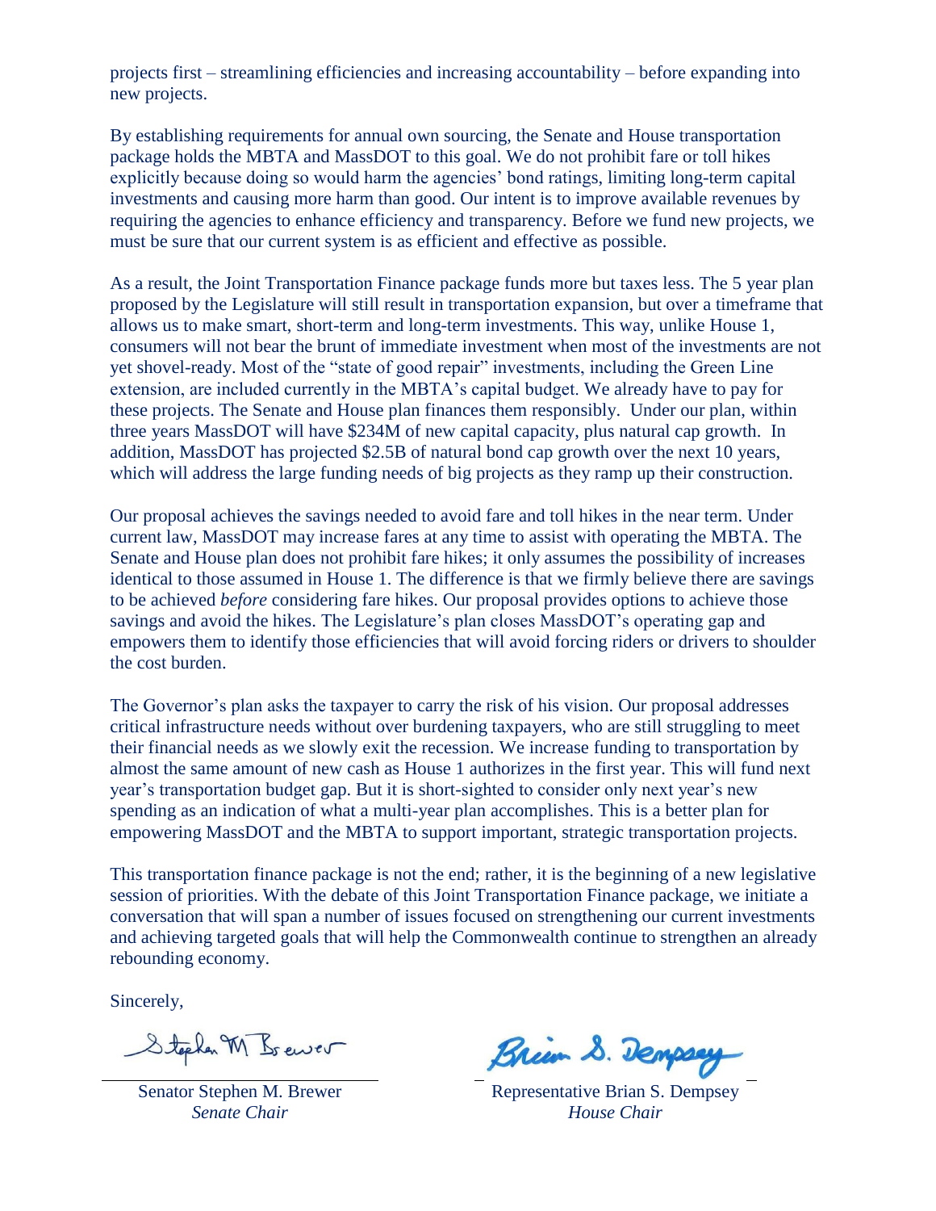projects first – streamlining efficiencies and increasing accountability – before expanding into new projects.

By establishing requirements for annual own sourcing, the Senate and House transportation package holds the MBTA and MassDOT to this goal. We do not prohibit fare or toll hikes explicitly because doing so would harm the agencies' bond ratings, limiting long-term capital investments and causing more harm than good. Our intent is to improve available revenues by requiring the agencies to enhance efficiency and transparency. Before we fund new projects, we must be sure that our current system is as efficient and effective as possible.

As a result, the Joint Transportation Finance package funds more but taxes less. The 5 year plan proposed by the Legislature will still result in transportation expansion, but over a timeframe that allows us to make smart, short-term and long-term investments. This way, unlike House 1, consumers will not bear the brunt of immediate investment when most of the investments are not yet shovel-ready. Most of the "state of good repair" investments, including the Green Line extension, are included currently in the MBTA's capital budget. We already have to pay for these projects. The Senate and House plan finances them responsibly. Under our plan, within three years MassDOT will have $234M of new capital capacity, plus natural cap growth. In addition, MassDOT has projected $2.5B of natural bond cap growth over the next 10 years, which will address the large funding needs of big projects as they ramp up their construction.

Our proposal achieves the savings needed to avoid fare and toll hikes in the near term. Under current law, MassDOT may increase fares at any time to assist with operating the MBTA. The Senate and House plan does not prohibit fare hikes; it only assumes the possibility of increases identical to those assumed in House 1. The difference is that we firmly believe there are savings to be achieved *before* considering fare hikes. Our proposal provides options to achieve those savings and avoid the hikes. The Legislature's plan closes MassDOT's operating gap and empowers them to identify those efficiencies that will avoid forcing riders or drivers to shoulder the cost burden.

The Governor's plan asks the taxpayer to carry the risk of his vision. Our proposal addresses critical infrastructure needs without over burdening taxpayers, who are still struggling to meet their financial needs as we slowly exit the recession. We increase funding to transportation by almost the same amount of new cash as House 1 authorizes in the first year. This will fund next year's transportation budget gap. But it is short-sighted to consider only next year's new spending as an indication of what a multi-year plan accomplishes. This is a better plan for empowering MassDOT and the MBTA to support important, strategic transportation projects.

This transportation finance package is not the end; rather, it is the beginning of a new legislative session of priorities. With the debate of this Joint Transportation Finance package, we initiate a conversation that will span a number of issues focused on strengthening our current investments and achieving targeted goals that will help the Commonwealth continue to strengthen an already rebounding economy.

Sincerely,

Senator Stephen M. Brewer
*Senate Chair*

Representative Brian S. Dempsey
*House Chair*